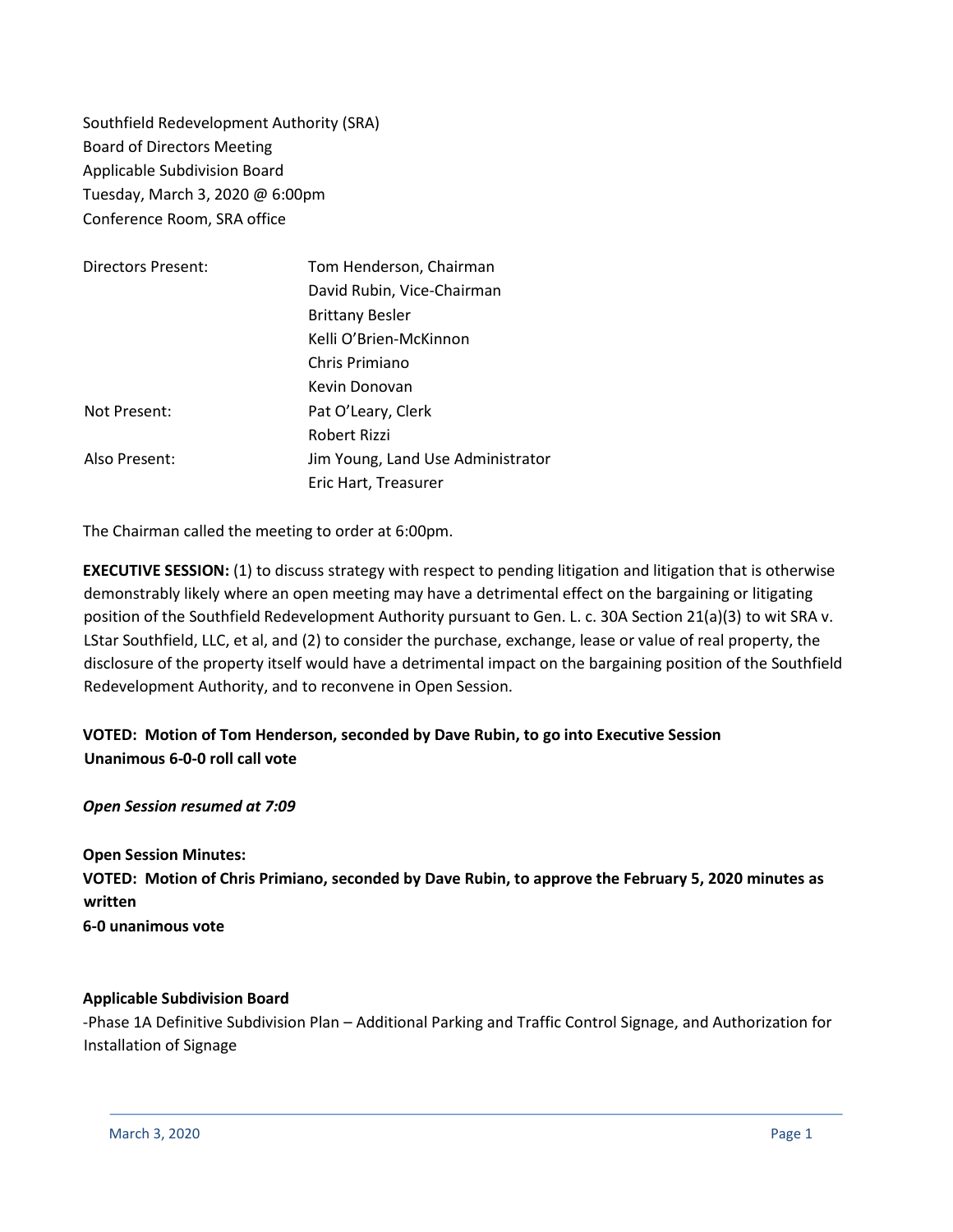Southfield Redevelopment Authority (SRA)
Board of Directors Meeting
Applicable Subdivision Board
Tuesday, March 3, 2020 @ 6:00pm
Conference Room, SRA office

| | |
|---|---|
| Directors Present: | Tom Henderson, Chairman |
| | David Rubin, Vice-Chairman |
| | Brittany Besler |
| | Kelli O'Brien-McKinnon |
| | Chris Primiano |
| | Kevin Donovan |
| Not Present: | Pat O'Leary, Clerk |
| | Robert Rizzi |
| Also Present: | Jim Young, Land Use Administrator |
| | Eric Hart, Treasurer |

The Chairman called the meeting to order at 6:00pm.

**EXECUTIVE SESSION:** (1) to discuss strategy with respect to pending litigation and litigation that is otherwise demonstrably likely where an open meeting may have a detrimental effect on the bargaining or litigating position of the Southfield Redevelopment Authority pursuant to Gen. L. c. 30A Section 21(a)(3) to wit SRA v. LStar Southfield, LLC, et al, and (2) to consider the purchase, exchange, lease or value of real property, the disclosure of the property itself would have a detrimental impact on the bargaining position of the Southfield Redevelopment Authority, and to reconvene in Open Session.

**VOTED: Motion of Tom Henderson, seconded by Dave Rubin, to go into Executive Session**
**Unanimous 6-0-0 roll call vote**

***Open Session resumed at 7:09***

**Open Session Minutes:**
**VOTED: Motion of Chris Primiano, seconded by Dave Rubin, to approve the February 5, 2020 minutes as written**
**6-0 unanimous vote**

**Applicable Subdivision Board**

-Phase 1A Definitive Subdivision Plan – Additional Parking and Traffic Control Signage, and Authorization for Installation of Signage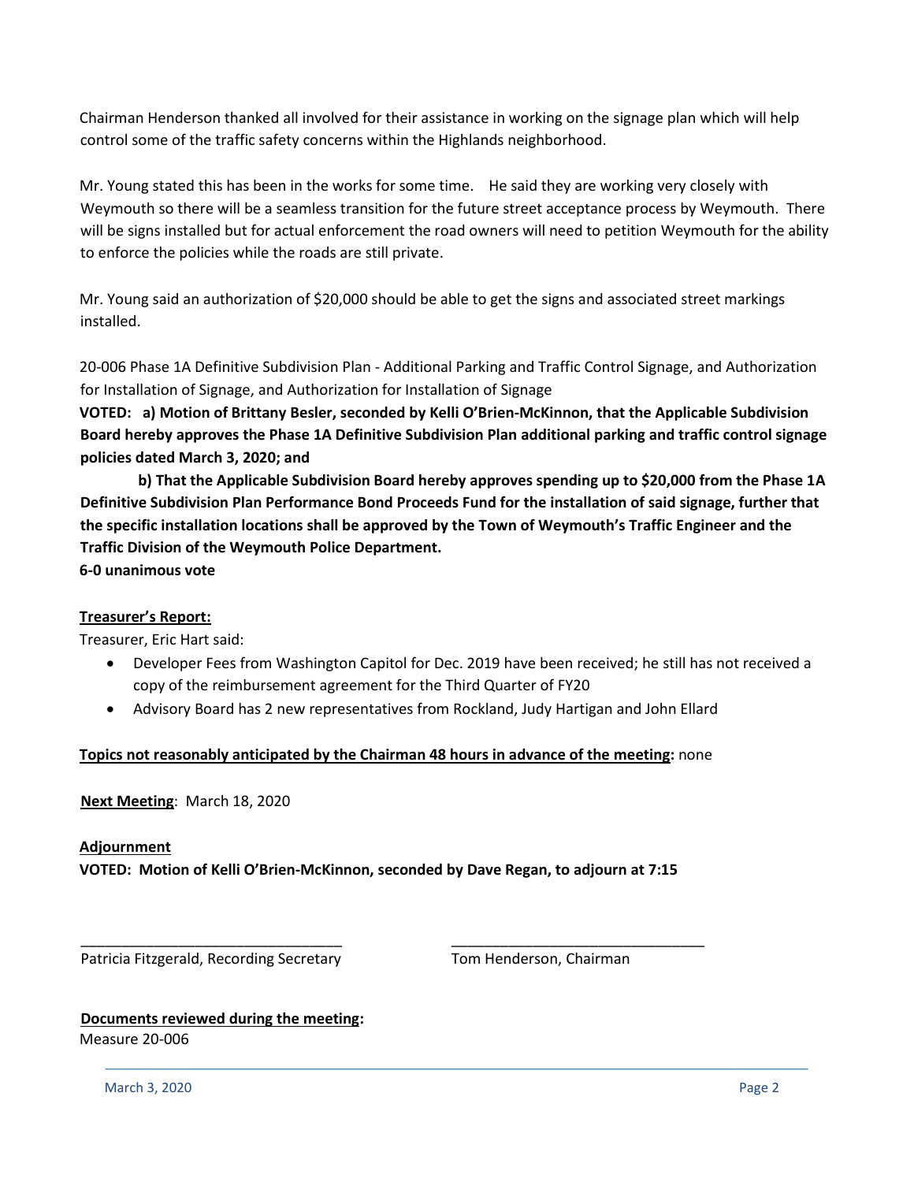Chairman Henderson thanked all involved for their assistance in working on the signage plan which will help control some of the traffic safety concerns within the Highlands neighborhood.

Mr. Young stated this has been in the works for some time. He said they are working very closely with Weymouth so there will be a seamless transition for the future street acceptance process by Weymouth. There will be signs installed but for actual enforcement the road owners will need to petition Weymouth for the ability to enforce the policies while the roads are still private.

Mr. Young said an authorization of $20,000 should be able to get the signs and associated street markings installed.

20-006 Phase 1A Definitive Subdivision Plan - Additional Parking and Traffic Control Signage, and Authorization for Installation of Signage, and Authorization for Installation of Signage

**VOTED: a) Motion of Brittany Besler, seconded by Kelli O'Brien-McKinnon, that the Applicable Subdivision Board hereby approves the Phase 1A Definitive Subdivision Plan additional parking and traffic control signage policies dated March 3, 2020; and**

**b) That the Applicable Subdivision Board hereby approves spending up to $20,000 from the Phase 1A Definitive Subdivision Plan Performance Bond Proceeds Fund for the installation of said signage, further that the specific installation locations shall be approved by the Town of Weymouth's Traffic Engineer and the Traffic Division of the Weymouth Police Department.**

**6-0 unanimous vote**

**Treasurer's Report:**

Treasurer, Eric Hart said:

- Developer Fees from Washington Capitol for Dec. 2019 have been received; he still has not received a copy of the reimbursement agreement for the Third Quarter of FY20
- Advisory Board has 2 new representatives from Rockland, Judy Hartigan and John Ellard

**Topics not reasonably anticipated by the Chairman 48 hours in advance of the meeting:** none

**Next Meeting**: March 18, 2020

**Adjournment**

**VOTED: Motion of Kelli O'Brien-McKinnon, seconded by Dave Regan, to adjourn at 7:15**

\_\_\_\_\_\_\_\_\_\_\_\_\_\_\_\_\_\_\_\_\_\_\_\_\_\_\_\_\_\_\_\_
Patricia Fitzgerald, Recording Secretary

\_\_\_\_\_\_\_\_\_\_\_\_\_\_\_\_\_\_\_\_\_\_\_\_\_\_\_\_\_\_\_\_
Tom Henderson, Chairman

**Documents reviewed during the meeting:**

Measure 20-006